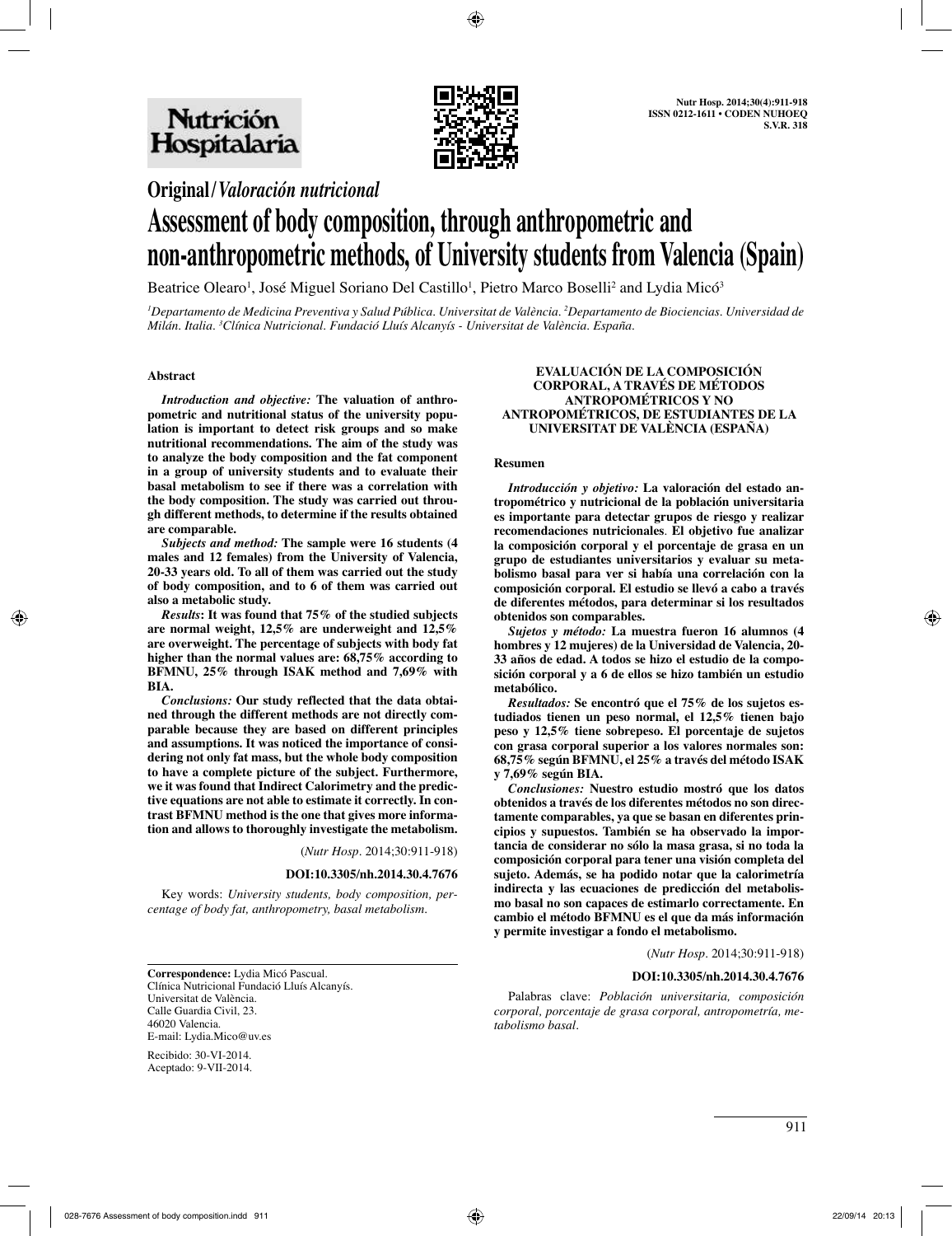**Original / *Valoración nutricional***

# Assessment of body composition, through anthropometric and non-anthropometric methods, of University students from Valencia (Spain)

Beatrice Olearo[1], José Miguel Soriano Del Castillo[1], Pietro Marco Boselli[2] and Lydia Micó[3]

*[1]Departamento de Medicina Preventiva y Salud Pública. Universitat de València. [2]Departamento de Biociencias. Universidad de Milán. Italia. [3]Clínica Nutricional. Fundació Lluís Alcanyís - Universitat de València. España.*

### Abstract

***Introduction and objective:*** **The valuation of anthropometric and nutritional status of the university population is important to detect risk groups and so make nutritional recommendations. The aim of the study was to analyze the body composition and the fat component in a group of university students and to evaluate their basal metabolism to see if there was a correlation with the body composition. The study was carried out through different methods, to determine if the results obtained are comparable.**

***Subjects and method:*** **The sample were 16 students (4 males and 12 females) from the University of Valencia, 20-33 years old. To all of them was carried out the study of body composition, and to 6 of them was carried out also a metabolic study.**

***Results*****: It was found that 75% of the studied subjects are normal weight, 12,5% are underweight and 12,5% are overweight. The percentage of subjects with body fat higher than the normal values are: 68,75% according to BFMNU, 25% through ISAK method and 7,69% with BIA.**

***Conclusions:*** **Our study reflected that the data obtained through the different methods are not directly comparable because they are based on different principles and assumptions. It was noticed the importance of considering not only fat mass, but the whole body composition to have a complete picture of the subject. Furthermore, we it was found that Indirect Calorimetry and the predictive equations are not able to estimate it correctly. In contrast BFMNU method is the one that gives more information and allows to thoroughly investigate the metabolism.**

(*Nutr Hosp*. 2014;30:911-918)

**DOI:10.3305/nh.2014.30.4.7676**

Key words: *University students, body composition, percentage of body fat, anthropometry, basal metabolism.*

### EVALUACIÓN DE LA COMPOSICIÓN CORPORAL, A TRAVÉS DE MÉTODOS ANTROPOMÉTRICOS Y NO ANTROPOMÉTRICOS, DE ESTUDIANTES DE LA UNIVERSITAT DE VALÈNCIA (ESPAÑA)

### Resumen

***Introducción y objetivo:*** **La valoración del estado antropométrico y nutricional de la población universitaria es importante para detectar grupos de riesgo y realizar recomendaciones nutricionales. El objetivo fue analizar la composición corporal y el porcentaje de grasa en un grupo de estudiantes universitarios y evaluar su metabolismo basal para ver si había una correlación con la composición corporal. El estudio se llevó a cabo a través de diferentes métodos, para determinar si los resultados obtenidos son comparables.**

***Sujetos y método:*** **La muestra fueron 16 alumnos (4 hombres y 12 mujeres) de la Universidad de Valencia, 20-33 años de edad. A todos se hizo el estudio de la composición corporal y a 6 de ellos se hizo también un estudio metabólico.**

***Resultados:*** **Se encontró que el 75% de los sujetos estudiados tienen un peso normal, el 12,5% tienen bajo peso y 12,5% tiene sobrepeso. El porcentaje de sujetos con grasa corporal superior a los valores normales son: 68,75% según BFMNU, el 25% a través del método ISAK y 7,69% según BIA.**

***Conclusiones:*** **Nuestro estudio mostró que los datos obtenidos a través de los diferentes métodos no son directamente comparables, ya que se basan en diferentes principios y supuestos. También se ha observado la importancia de considerar no sólo la masa grasa, si no toda la composición corporal para tener una visión completa del sujeto. Además, se ha podido notar que la calorimetría indirecta y las ecuaciones de predicción del metabolismo basal no son capaces de estimarlo correctamente. En cambio el método BFMNU es el que da más información y permite investigar a fondo el metabolismo.**

(*Nutr Hosp*. 2014;30:911-918)

**DOI:10.3305/nh.2014.30.4.7676**

Palabras clave: *Población universitaria, composición corporal, porcentaje de grasa corporal, antropometría, metabolismo basal.*

---

**Correspondence:** Lydia Micó Pascual.
Clínica Nutricional Fundació Lluís Alcanyís.
Universitat de València.
Calle Guardia Civil, 23.
46020 Valencia.
E-mail: Lydia.Mico@uv.es

Recibido: 30-VI-2014.
Aceptado: 9-VII-2014.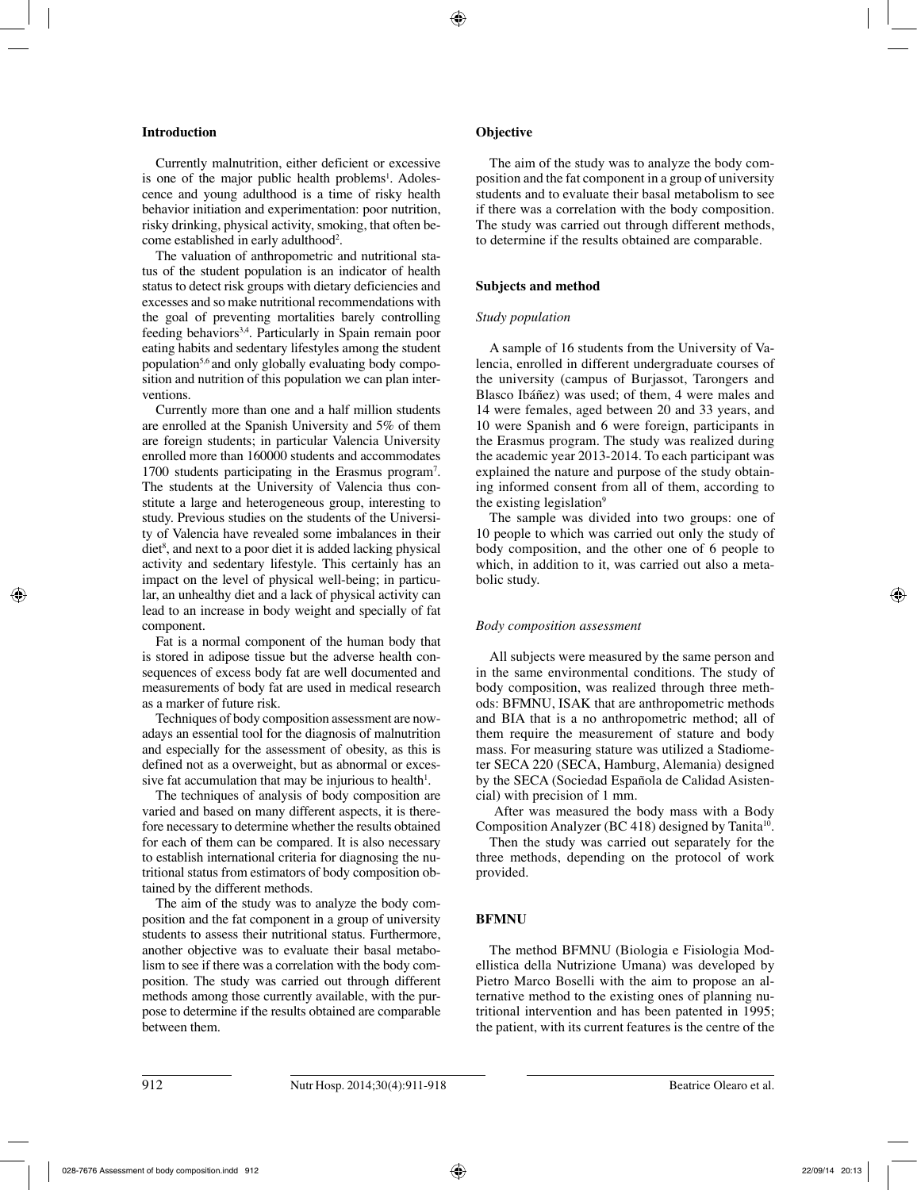## Introduction

Currently malnutrition, either deficient or excessive is one of the major public health problems[1]. Adolescence and young adulthood is a time of risky health behavior initiation and experimentation: poor nutrition, risky drinking, physical activity, smoking, that often become established in early adulthood[2].

The valuation of anthropometric and nutritional status of the student population is an indicator of health status to detect risk groups with dietary deficiencies and excesses and so make nutritional recommendations with the goal of preventing mortalities barely controlling feeding behaviors[3,4]. Particularly in Spain remain poor eating habits and sedentary lifestyles among the student population[5,6] and only globally evaluating body composition and nutrition of this population we can plan interventions.

Currently more than one and a half million students are enrolled at the Spanish University and 5% of them are foreign students; in particular Valencia University enrolled more than 160000 students and accommodates 1700 students participating in the Erasmus program[7]. The students at the University of Valencia thus constitute a large and heterogeneous group, interesting to study. Previous studies on the students of the University of Valencia have revealed some imbalances in their diet[8], and next to a poor diet it is added lacking physical activity and sedentary lifestyle. This certainly has an impact on the level of physical well-being; in particular, an unhealthy diet and a lack of physical activity can lead to an increase in body weight and specially of fat component.

Fat is a normal component of the human body that is stored in adipose tissue but the adverse health consequences of excess body fat are well documented and measurements of body fat are used in medical research as a marker of future risk.

Techniques of body composition assessment are nowadays an essential tool for the diagnosis of malnutrition and especially for the assessment of obesity, as this is defined not as a overweight, but as abnormal or excessive fat accumulation that may be injurious to health[1].

The techniques of analysis of body composition are varied and based on many different aspects, it is therefore necessary to determine whether the results obtained for each of them can be compared. It is also necessary to establish international criteria for diagnosing the nutritional status from estimators of body composition obtained by the different methods.

The aim of the study was to analyze the body composition and the fat component in a group of university students to assess their nutritional status. Furthermore, another objective was to evaluate their basal metabolism to see if there was a correlation with the body composition. The study was carried out through different methods among those currently available, with the purpose to determine if the results obtained are comparable between them.

## Objective

The aim of the study was to analyze the body composition and the fat component in a group of university students and to evaluate their basal metabolism to see if there was a correlation with the body composition. The study was carried out through different methods, to determine if the results obtained are comparable.

## Subjects and method

### *Study population*

A sample of 16 students from the University of Valencia, enrolled in different undergraduate courses of the university (campus of Burjassot, Tarongers and Blasco Ibáñez) was used; of them, 4 were males and 14 were females, aged between 20 and 33 years, and 10 were Spanish and 6 were foreign, participants in the Erasmus program. The study was realized during the academic year 2013-2014. To each participant was explained the nature and purpose of the study obtaining informed consent from all of them, according to the existing legislation[9]

The sample was divided into two groups: one of 10 people to which was carried out only the study of body composition, and the other one of 6 people to which, in addition to it, was carried out also a metabolic study.

### *Body composition assessment*

All subjects were measured by the same person and in the same environmental conditions. The study of body composition, was realized through three methods: BFMNU, ISAK that are anthropometric methods and BIA that is a no anthropometric method; all of them require the measurement of stature and body mass. For measuring stature was utilized a Stadiometer SECA 220 (SECA, Hamburg, Alemania) designed by the SECA (Sociedad Española de Calidad Asistencial) with precision of 1 mm.

After was measured the body mass with a Body Composition Analyzer (BC 418) designed by Tanita[10].

Then the study was carried out separately for the three methods, depending on the protocol of work provided.

## BFMNU

The method BFMNU (Biologia e Fisiologia Modellistica della Nutrizione Umana) was developed by Pietro Marco Boselli with the aim to propose an alternative method to the existing ones of planning nutritional intervention and has been patented in 1995; the patient, with its current features is the centre of the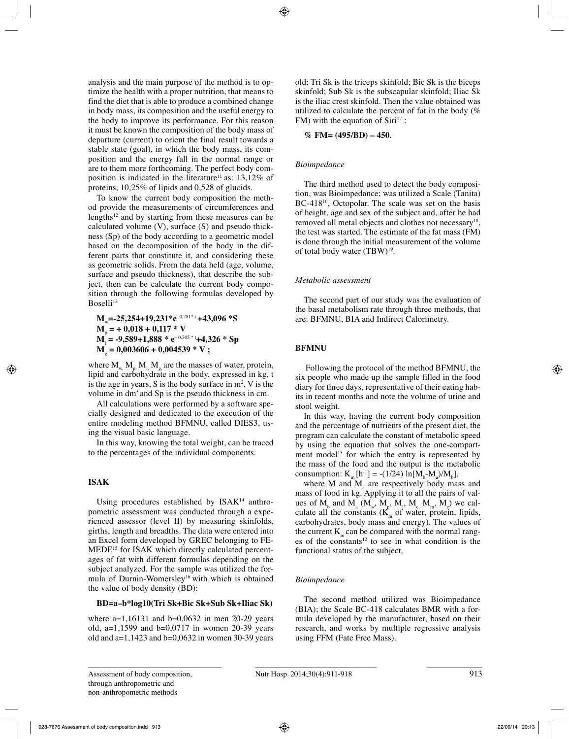analysis and the main purpose of the method is to optimize the health with a proper nutrition, that means to find the diet that is able to produce a combined change in body mass, its composition and the useful energy to the body to improve its performance. For this reason it must be known the composition of the body mass of departure (current) to orient the final result towards a stable state (goal), in which the body mass, its composition and the energy fall in the normal range or are to them more forthcoming. The perfect body composition is indicated in the literature[11] as: 13,12% of proteins, 10,25% of lipids and 0,528 of glucids.

To know the current body composition the method provide the measurements of circumferences and lengths[12] and by starting from these measures can be calculated volume (V), surface (S) and pseudo thickness (Sp) of the body according to a geometric model based on the decomposition of the body in the different parts that constitute it, and considering these as geometric solids. From the data held (age, volume, surface and pseudo thickness), that describe the subject, then can be calculate the current body composition through the following formulas developed by Boselli[13]

$$\mathbf{M_w = -25{,}254 + 19{,}231 * e^{-0{,}781 * t} + 43{,}096 * S}$$
$$\mathbf{M_p = + 0{,}018 + 0{,}117 * V}$$
$$\mathbf{M_l = -9{,}589 + 1{,}888 * e^{-0{,}305 * t} + 4{,}326 * Sp}$$
$$\mathbf{M_g = 0{,}003606 + 0{,}004539 * V ;}$$

where $M_w$, $M_p$, $M_l$, $M_g$ are the masses of water, protein, lipid and carbohydrate in the body, expressed in kg, t is the age in years, S is the body surface in $m^2$, V is the volume in $dm^3$ and Sp is the pseudo thickness in cm.

All calculations were performed by a software specially designed and dedicated to the execution of the entire modeling method BFMNU, called DIES3, using the visual basic language.

In this way, knowing the total weight, can be traced to the percentages of the individual components.

## ISAK

Using procedures established by ISAK[14] anthropometric assessment was conducted through a experienced assessor (level II) by measuring skinfolds, girths, length and breadths. The data were entered into an Excel form developed by GREC belonging to FEMEDE[15] for ISAK which directly calculated percentages of fat with different formulas depending on the subject analyzed. For the sample was utilized the formula of Durnin-Womersley[16] with which is obtained the value of body density (BD):

**BD=a–b*log10(Tri Sk+Bic Sk+Sub Sk+Iliac Sk)**

where a=1,16131 and b=0,0632 in men 20-29 years old, a=1,1599 and b=0,0717 in women 20-39 years old and a=1,1423 and b=0,0632 in women 30-39 years old; Tri Sk is the triceps skinfold; Bic Sk is the biceps skinfold; Sub Sk is the subscapular skinfold; Iliac Sk is the iliac crest skinfold. Then the value obtained was utilized to calculate the percent of fat in the body (% FM) with the equation of Siri[17] :

**% FM= (495/BD) – 450.**

### *Bioimpedance*

The third method used to detect the body composition, was Bioimpedance; was utilized a Scale (Tanita) BC-418[10], Octopolar. The scale was set on the basis of height, age and sex of the subject and, after he had removed all metal objects and clothes not necessary[18], the test was started. The estimate of the fat mass (FM) is done through the initial measurement of the volume of total body water (TBW)[19].

### *Metabolic assessment*

The second part of our study was the evaluation of the basal metabolism rate through three methods, that are: BFMNU, BIA and Indirect Calorimetry.

## BFMNU

Following the protocol of the method BFMNU, the six people who made up the sample filled in the food diary for three days, representative of their eating habits in recent months and note the volume of urine and stool weight.

In this way, having the current body composition and the percentage of nutrients of the present diet, the program can calculate the constant of metabolic speed by using the equation that solves the one-compartment model[13] for which the entry is represented by the mass of the food and the output is the metabolic consumption: $K_m\,[h^{-1}] = -(1/24)\ \ln[M_b - M_a)/M_b]$,

where M and $M_a$ are respectively body mass and mass of food in kg. Applying it to all the pairs of values of $M_b$ and $M_a$ ($M_w$, $M_p$, $M_l$, $M_c$, $M_m$, $M_e$) we calculate all the constants ($K_m$ of water, protein, lipids, carbohydrates, body mass and energy). The values of the current $K_m$ can be compared with the normal ranges of the constants[12] to see in what condition is the functional status of the subject.

### *Bioimpedance*

The second method utilized was Bioimpedance (BIA); the Scale BC-418 calculates BMR with a formula developed by the manufacturer, based on their research, and works by multiple regressive analysis using FFM (Fate Free Mass).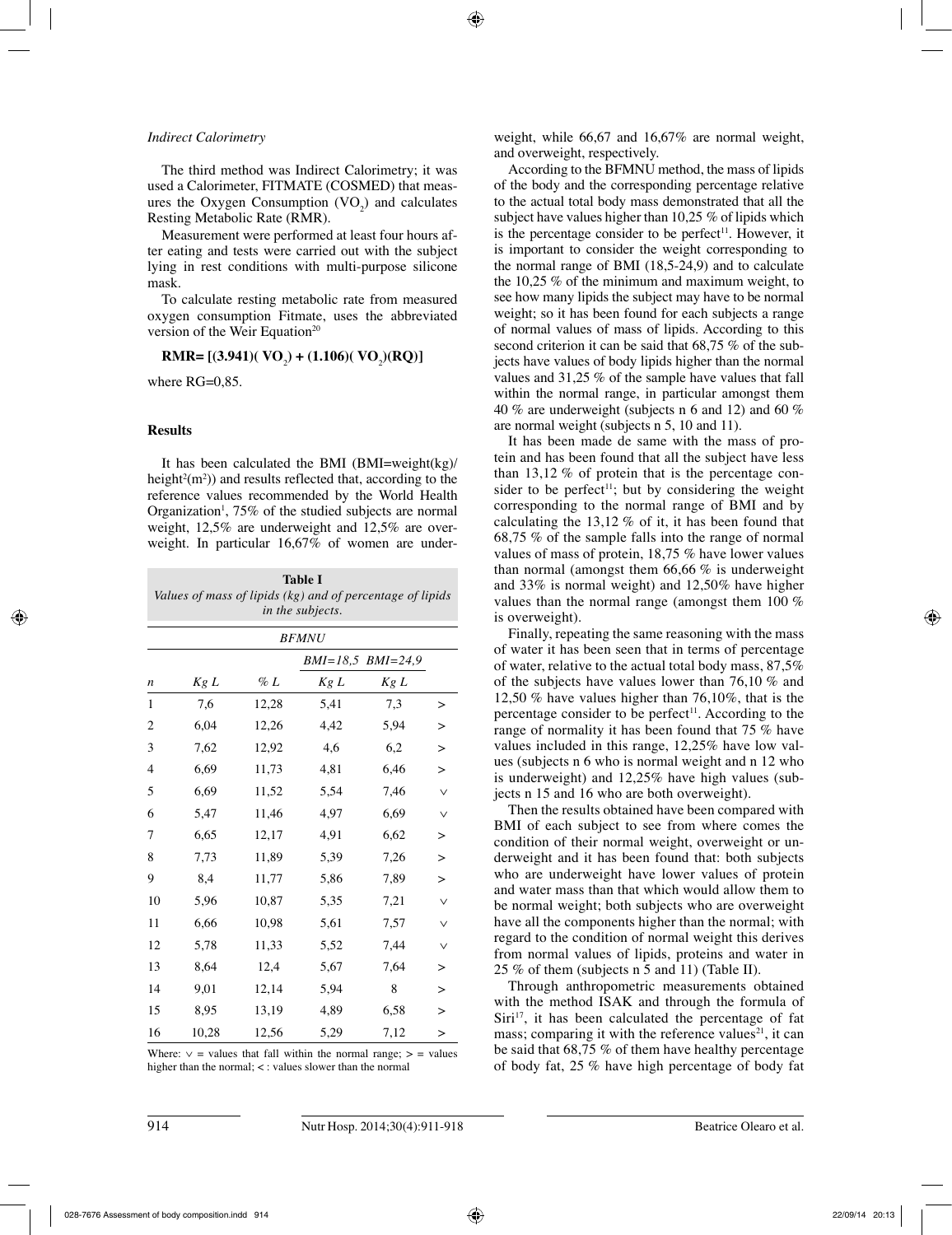*Indirect Calorimetry*

The third method was Indirect Calorimetry; it was used a Calorimeter, FITMATE (COSMED) that measures the Oxygen Consumption ($VO_2$) and calculates Resting Metabolic Rate (RMR).

Measurement were performed at least four hours after eating and tests were carried out with the subject lying in rest conditions with multi-purpose silicone mask.

To calculate resting metabolic rate from measured oxygen consumption Fitmate, uses the abbreviated version of the Weir Equation[20]

$$\mathbf{RMR = [(3.941)(VO_2) + (1.106)(VO_2)(RQ)]}$$

where RG=0,85.

## Results

It has been calculated the BMI (BMI=weight(kg)/height$^2$(m$^2$)) and results reflected that, according to the reference values recommended by the World Health Organization[1], 75% of the studied subjects are normal weight, 12,5% are underweight and 12,5% are overweight. In particular 16,67% of women are underweight, while 66,67 and 16,67% are normal weight, and overweight, respectively.

**Table I**
*Values of mass of lipids (kg) and of percentage of lipids in the subjects.*

| | BFMNU | | | | |
|---|---|---|---|---|---|
| | | | BMI=18,5 | BMI=24,9 | |
| *n* | *Kg L* | *% L* | *Kg L* | *Kg L* | |
| 1 | 7,6 | 12,28 | 5,41 | 7,3 | > |
| 2 | 6,04 | 12,26 | 4,42 | 5,94 | > |
| 3 | 7,62 | 12,92 | 4,6 | 6,2 | > |
| 4 | 6,69 | 11,73 | 4,81 | 6,46 | > |
| 5 | 6,69 | 11,52 | 5,54 | 7,46 | ∨ |
| 6 | 5,47 | 11,46 | 4,97 | 6,69 | ∨ |
| 7 | 6,65 | 12,17 | 4,91 | 6,62 | > |
| 8 | 7,73 | 11,89 | 5,39 | 7,26 | > |
| 9 | 8,4 | 11,77 | 5,86 | 7,89 | > |
| 10 | 5,96 | 10,87 | 5,35 | 7,21 | ∨ |
| 11 | 6,66 | 10,98 | 5,61 | 7,57 | ∨ |
| 12 | 5,78 | 11,33 | 5,52 | 7,44 | ∨ |
| 13 | 8,64 | 12,4 | 5,67 | 7,64 | > |
| 14 | 9,01 | 12,14 | 5,94 | 8 | > |
| 15 | 8,95 | 13,19 | 4,89 | 6,58 | > |
| 16 | 10,28 | 12,56 | 5,29 | 7,12 | > |

Where: ∨ = values that fall within the normal range; > = values higher than the normal; < : values slower than the normal

According to the BFMNU method, the mass of lipids of the body and the corresponding percentage relative to the actual total body mass demonstrated that all the subject have values higher than 10,25 % of lipids which is the percentage consider to be perfect[11]. However, it is important to consider the weight corresponding to the normal range of BMI (18,5-24,9) and to calculate the 10,25 % of the minimum and maximum weight, to see how many lipids the subject may have to be normal weight; so it has been found for each subjects a range of normal values of mass of lipids. According to this second criterion it can be said that 68,75 % of the subjects have values of body lipids higher than the normal values and 31,25 % of the sample have values that fall within the normal range, in particular amongst them 40 % are underweight (subjects n 6 and 12) and 60 % are normal weight (subjects n 5, 10 and 11).

It has been made de same with the mass of protein and has been found that all the subject have less than 13,12 % of protein that is the percentage consider to be perfect[11]; but by considering the weight corresponding to the normal range of BMI and by calculating the 13,12 % of it, it has been found that 68,75 % of the sample falls into the range of normal values of mass of protein, 18,75 % have lower values than normal (amongst them 66,66 % is underweight and 33% is normal weight) and 12,50% have higher values than the normal range (amongst them 100 % is overweight).

Finally, repeating the same reasoning with the mass of water it has been seen that in terms of percentage of water, relative to the actual total body mass, 87,5% of the subjects have values lower than 76,10 % and 12,50 % have values higher than 76,10%, that is the percentage consider to be perfect[11]. According to the range of normality it has been found that 75 % have values included in this range, 12,25% have low values (subjects n 6 who is normal weight and n 12 who is underweight) and 12,25% have high values (subjects n 15 and 16 who are both overweight).

Then the results obtained have been compared with BMI of each subject to see from where comes the condition of their normal weight, overweight or underweight and it has been found that: both subjects who are underweight have lower values of protein and water mass than that which would allow them to be normal weight; both subjects who are overweight have all the components higher than the normal; with regard to the condition of normal weight this derives from normal values of lipids, proteins and water in 25 % of them (subjects n 5 and 11) (Table II).

Through anthropometric measurements obtained with the method ISAK and through the formula of Siri[17], it has been calculated the percentage of fat mass; comparing it with the reference values[21], it can be said that 68,75 % of them have healthy percentage of body fat, 25 % have high percentage of body fat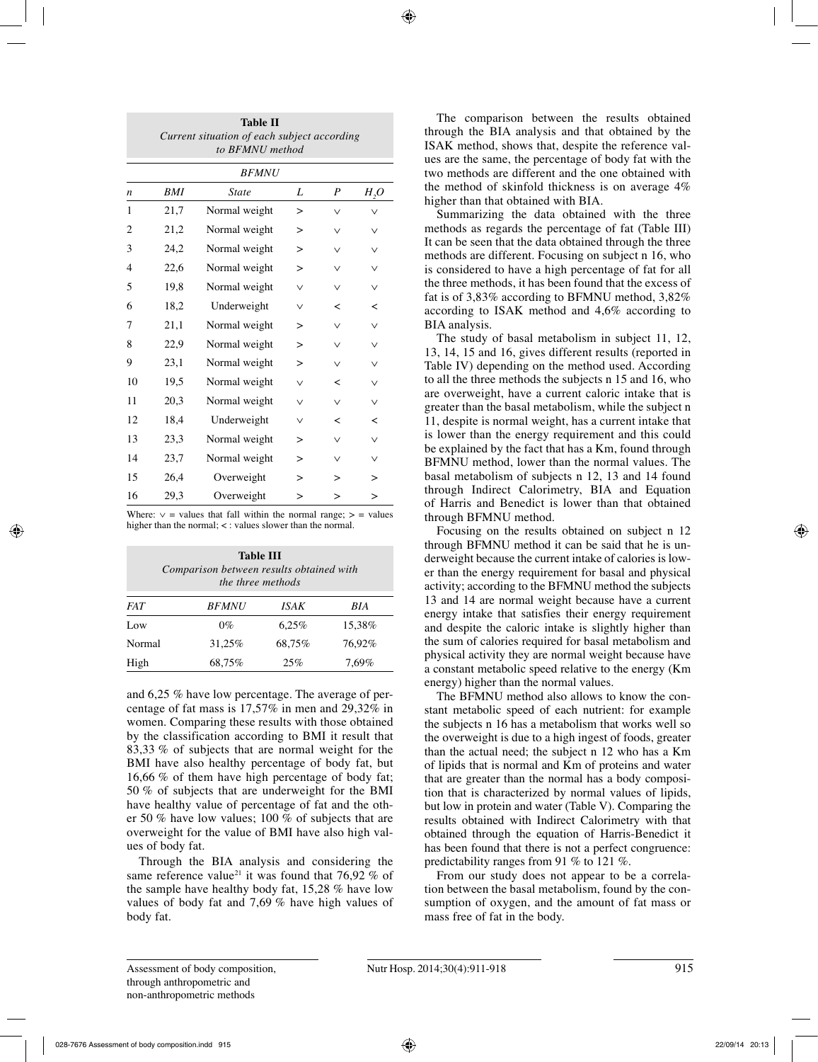**Table II**
*Current situation of each subject according to BFMNU method*

| | | *BFMNU* | | | |
|---|---|---|---|---|---|
| *n* | *BMI* | *State* | *L* | *P* | $H_2O$ |
| 1 | 21,7 | Normal weight | > | ∨ | ∨ |
| 2 | 21,2 | Normal weight | > | ∨ | ∨ |
| 3 | 24,2 | Normal weight | > | ∨ | ∨ |
| 4 | 22,6 | Normal weight | > | ∨ | ∨ |
| 5 | 19,8 | Normal weight | ∨ | ∨ | ∨ |
| 6 | 18,2 | Underweight | ∨ | < | < |
| 7 | 21,1 | Normal weight | > | ∨ | ∨ |
| 8 | 22,9 | Normal weight | > | ∨ | ∨ |
| 9 | 23,1 | Normal weight | > | ∨ | ∨ |
| 10 | 19,5 | Normal weight | ∨ | < | ∨ |
| 11 | 20,3 | Normal weight | ∨ | ∨ | ∨ |
| 12 | 18,4 | Underweight | ∨ | < | < |
| 13 | 23,3 | Normal weight | > | ∨ | ∨ |
| 14 | 23,7 | Normal weight | > | ∨ | ∨ |
| 15 | 26,4 | Overweight | > | > | > |
| 16 | 29,3 | Overweight | > | > | > |

Where: ∨ = values that fall within the normal range; > = values higher than the normal; < : values slower than the normal.

**Table III**
*Comparison between results obtained with the three methods*

| *FAT* | *BFMNU* | *ISAK* | *BIA* |
|---|---|---|---|
| Low | 0% | 6,25% | 15,38% |
| Normal | 31,25% | 68,75% | 76,92% |
| High | 68,75% | 25% | 7,69% |

and 6,25 % have low percentage. The average of percentage of fat mass is 17,57% in men and 29,32% in women. Comparing these results with those obtained by the classification according to BMI it result that 83,33 % of subjects that are normal weight for the BMI have also healthy percentage of body fat, but 16,66 % of them have high percentage of body fat; 50 % of subjects that are underweight for the BMI have healthy value of percentage of fat and the other 50 % have low values; 100 % of subjects that are overweight for the value of BMI have also high values of body fat.

Through the BIA analysis and considering the same reference value[21] it was found that 76,92 % of the sample have healthy body fat, 15,28 % have low values of body fat and 7,69 % have high values of body fat.

The comparison between the results obtained through the BIA analysis and that obtained by the ISAK method, shows that, despite the reference values are the same, the percentage of body fat with the two methods are different and the one obtained with the method of skinfold thickness is on average 4% higher than that obtained with BIA.

Summarizing the data obtained with the three methods as regards the percentage of fat (Table III) It can be seen that the data obtained through the three methods are different. Focusing on subject n 16, who is considered to have a high percentage of fat for all the three methods, it has been found that the excess of fat is of 3,83% according to BFMNU method, 3,82% according to ISAK method and 4,6% according to BIA analysis.

The study of basal metabolism in subject 11, 12, 13, 14, 15 and 16, gives different results (reported in Table IV) depending on the method used. According to all the three methods the subjects n 15 and 16, who are overweight, have a current caloric intake that is greater than the basal metabolism, while the subject n 11, despite is normal weight, has a current intake that is lower than the energy requirement and this could be explained by the fact that has a Km, found through BFMNU method, lower than the normal values. The basal metabolism of subjects n 12, 13 and 14 found through Indirect Calorimetry, BIA and Equation of Harris and Benedict is lower than that obtained through BFMNU method.

Focusing on the results obtained on subject n 12 through BFMNU method it can be said that he is underweight because the current intake of calories is lower than the energy requirement for basal and physical activity; according to the BFMNU method the subjects 13 and 14 are normal weight because have a current energy intake that satisfies their energy requirement and despite the caloric intake is slightly higher than the sum of calories required for basal metabolism and physical activity they are normal weight because have a constant metabolic speed relative to the energy (Km energy) higher than the normal values.

The BFMNU method also allows to know the constant metabolic speed of each nutrient: for example the subjects n 16 has a metabolism that works well so the overweight is due to a high ingest of foods, greater than the actual need; the subject n 12 who has a Km of lipids that is normal and Km of proteins and water that are greater than the normal has a body composition that is characterized by normal values of lipids, but low in protein and water (Table V). Comparing the results obtained with Indirect Calorimetry with that obtained through the equation of Harris-Benedict it has been found that there is not a perfect congruence: predictability ranges from 91 % to 121 %.

From our study does not appear to be a correlation between the basal metabolism, found by the consumption of oxygen, and the amount of fat mass or mass free of fat in the body.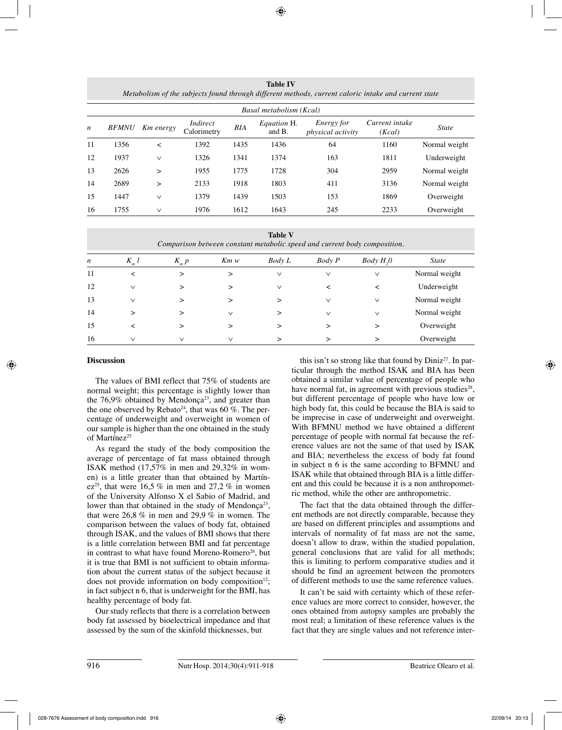**Table IV**
*Metabolism of the subjects found through different methods, current caloric intake and current state*

| | Basal metabolism (Kcal) | | | | | | | |
|---|---|---|---|---|---|---|---|---|
| *n* | *BFMNU* | *Km energy* | *Indirect Calorimetry* | *BIA* | *Equation* H. and B. | *Energy for physical activity* | *Current intake (Kcal)* | *State* |
| 11 | 1356 | < | 1392 | 1435 | 1436 | 64 | 1160 | Normal weight |
| 12 | 1937 | ∨ | 1326 | 1341 | 1374 | 163 | 1811 | Underweight |
| 13 | 2626 | > | 1955 | 1775 | 1728 | 304 | 2959 | Normal weight |
| 14 | 2689 | > | 2133 | 1918 | 1803 | 411 | 3136 | Normal weight |
| 15 | 1447 | ∨ | 1379 | 1439 | 1503 | 153 | 1869 | Overweight |
| 16 | 1755 | ∨ | 1976 | 1612 | 1643 | 245 | 2233 | Overweight |

**Table V**
*Comparison between constant metabolic speed and current body composition.*

| *n* | $K_m l$ | $K_m p$ | *Km w* | *Body L* | *Body P* | *Body* $H_2O$ | *State* |
|---|---|---|---|---|---|---|---|
| 11 | < | > | > | ∨ | ∨ | ∨ | Normal weight |
| 12 | ∨ | > | > | ∨ | < | < | Underweight |
| 13 | ∨ | > | > | > | ∨ | ∨ | Normal weight |
| 14 | > | > | ∨ | > | ∨ | ∨ | Normal weight |
| 15 | < | > | > | > | > | > | Overweight |
| 16 | ∨ | ∨ | ∨ | > | > | > | Overweight |

## Discussion

The values of BMI reflect that 75% of students are normal weight; this percentage is slightly lower than the 76,9% obtained by Mendonça[23], and greater than the one observed by Rebato[24], that was 60 %. The percentage of underweight and overweight in women of our sample is higher than the one obtained in the study of Martínez[25]

As regard the study of the body composition the average of percentage of fat mass obtained through ISAK method (17,57% in men and 29,32% in women) is a little greater than that obtained by Martínez[25], that were 16,5 % in men and 27,2 % in women of the University Alfonso X el Sabio of Madrid, and lower than that obtained in the study of Mendonça[23], that were 26,8 % in men and 29,9 % in women. The comparison between the values of body fat, obtained through ISAK, and the values of BMI shows that there is a little correlation between BMI and fat percentage in contrast to what have found Moreno-Romero[26], but it is true that BMI is not sufficient to obtain information about the current status of the subject because it does not provide information on body composition[12]; in fact subject n 6, that is underweight for the BMI, has healthy percentage of body fat.

Our study reflects that there is a correlation between body fat assessed by bioelectrical impedance and that assessed by the sum of the skinfold thicknesses, but this isn't so strong like that found by Diniz[27]. In particular through the method ISAK and BIA has been obtained a similar value of percentage of people who have normal fat, in agreement with previous studies[28], but different percentage of people who have low or high body fat, this could be because the BIA is said to be imprecise in case of underweight and overweight. With BFMNU method we have obtained a different percentage of people with normal fat because the reference values are not the same of that used by ISAK and BIA; nevertheless the excess of body fat found in subject n 6 is the same according to BFMNU and ISAK while that obtained through BIA is a little different and this could be because it is a non anthropometric method, while the other are anthropometric.

The fact that the data obtained through the different methods are not directly comparable, because they are based on different principles and assumptions and intervals of normality of fat mass are not the same, doesn't allow to draw, within the studied population, general conclusions that are valid for all methods; this is limiting to perform comparative studies and it should be find an agreement between the promoters of different methods to use the same reference values.

It can't be said with certainty which of these reference values are more correct to consider, however, the ones obtained from autopsy samples are probably the most real; a limitation of these reference values is the fact that they are single values and not reference inter-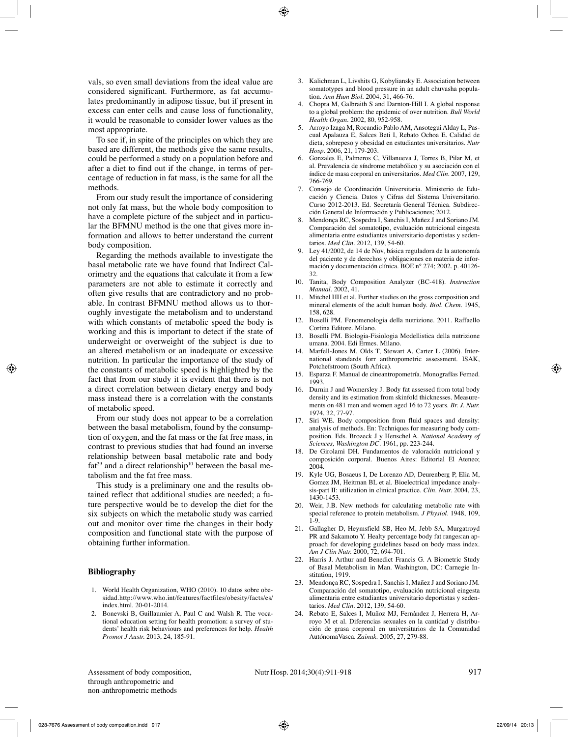vals, so even small deviations from the ideal value are considered significant. Furthermore, as fat accumulates predominantly in adipose tissue, but if present in excess can enter cells and cause loss of functionality, it would be reasonable to consider lower values as the most appropriate.

To see if, in spite of the principles on which they are based are different, the methods give the same results, could be performed a study on a population before and after a diet to find out if the change, in terms of percentage of reduction in fat mass, is the same for all the methods.

From our study result the importance of considering not only fat mass, but the whole body composition to have a complete picture of the subject and in particular the BFMNU method is the one that gives more information and allows to better understand the current body composition.

Regarding the methods available to investigate the basal metabolic rate we have found that Indirect Calorimetry and the equations that calculate it from a few parameters are not able to estimate it correctly and often give results that are contradictory and no probable. In contrast BFMNU method allows us to thoroughly investigate the metabolism and to understand with which constants of metabolic speed the body is working and this is important to detect if the state of underweight or overweight of the subject is due to an altered metabolism or an inadequate or excessive nutrition. In particular the importance of the study of the constants of metabolic speed is highlighted by the fact that from our study it is evident that there is not a direct correlation between dietary energy and body mass instead there is a correlation with the constants of metabolic speed.

From our study does not appear to be a correlation between the basal metabolism, found by the consumption of oxygen, and the fat mass or the fat free mass, in contrast to previous studies that had found an inverse relationship between basal metabolic rate and body fat[29] and a direct relationship[10] between the basal metabolism and the fat free mass.

This study is a preliminary one and the results obtained reflect that additional studies are needed; a future perspective would be to develop the diet for the six subjects on which the metabolic study was carried out and monitor over time the changes in their body composition and functional state with the purpose of obtaining further information.

## Bibliography

1. World Health Organization, WHO (2010). 10 datos sobre obesidad.http://www.who.int/features/factfiles/obesity/facts/es/index.html. 20-01-2014.
2. Bonevski B, Guillaumier A, Paul C and Walsh R. The vocational education setting for health promotion: a survey of students' health risk behaviours and preferences for help. *Health Promot J Austr.* 2013, 24, 185-91.
3. Kalichman L, Livshits G, Kobyliansky E. Association between somatotypes and blood pressure in an adult chuvasha population. *Ann Hum Biol*. 2004, 31, 466-76.
4. Chopra M, Galbraith S and Darnton-Hill I. A global response to a global problem: the epidemic of over nutrition. *Bull World Health Organ*. 2002, 80, 952-958.
5. Arroyo Izaga M, Rocandio Pablo AM, Ansotegui Alday L, Pascual Apalauza E, Salces Beti I, Rebato Ochoa E. Calidad de dieta, sobrepeso y obesidad en estudiantes universitarios. *Nutr Hosp*. 2006, 21, 179-203.
6. Gonzales E, Palmeros C, Villanueva J, Torres B, Pilar M, et al. Prevalencia de síndrome metabólico y su asociación con el índice de masa corporal en universitarios. *Med Clin*. 2007, 129, 766-769.
7. Consejo de Coordinación Universitaria. Ministerio de Educación y Ciencia. Datos y Cifras del Sistema Universitario. Curso 2012-2013. Ed. Secretaría General Técnica. Subdirección General de Información y Publicaciones; 2012.
8. Mendonça RC, Sospedra I, Sanchis I, Mañez J and Soriano JM. Comparación del somatotipo, evaluación nutricional eingesta alimentaria entre estudiantes universitario deportistas y sedentarios. *Med Clin*. 2012, 139, 54-60.
9. Ley 41/2002, de 14 de Nov, básica reguladora de la autonomía del paciente y de derechos y obligaciones en materia de información y documentación clínica. BOE nº 274; 2002. p. 40126-32.
10. Tanita, Body Composition Analyzer (BC-418). *Instruction Manual*. 2002, 41.
11. Mitchel HH et al. Further studies on the gross composition and mineral elements of the adult human body. *Biol. Chem.* 1945, 158, 628.
12. Boselli PM. Fenomenologia della nutrizione. 2011. Raffaello Cortina Editore. Milano.
13. Boselli PM. Biologia-Fisiologia Modellistica della nutrizione umana. 2004. Edi Ermes. Milano.
14. Marfell-Jones M, Olds T, Stewart A, Carter L (2006). International standards forr anthropometric assessment. ISAK, Potchefstroom (South Africa).
15. Esparza F. Manual de cineantropometría. Monografías Femed. 1993.
16. Durnin J and Womersley J. Body fat assessed from total body density and its estimation from skinfold thicknesses. Measurements on 481 men and women aged 16 to 72 years. *Br. J. Nutr.* 1974, 32, 77-97.
17. Siri WE. Body composition from fluid spaces and density: analysis of methods. En: Techniques for measuring body composition. Eds. Brozeck J y Henschel A. *National Academy of Sciences, Washington DC*. 1961, pp. 223-244.
18. De Girolami DH. Fundamentos de valoración nutricional y composición corporal. Buenos Aires: Editorial El Ateneo; 2004.
19. Kyle UG, Bosaeus I, De Lorenzo AD, Deurenberg P, Elia M, Gomez JM, Heitman BL et al. Bioelectrical impedance analysis-part II: utilization in clinical practice. *Clin. Nutr.* 2004, 23, 1430-1453.
20. Weir, J.B. New methods for calculating metabolic rate with special reference to protein metabolism. *J Physiol*. 1948, 109, 1-9.
21. Gallagher D, Heymsfield SB, Heo M, Jebb SA, Murgatroyd PR and Sakamoto Y. Healty percentage body fat ranges:an approach for developing guidelines based on body mass index. *Am J Clin Nutr.* 2000, 72, 694-701.
22. Harris J. Arthur and Benedict Francis G. A Biometric Study of Basal Metabolism in Man. Washington, DC: Carnegie Institution, 1919.
23. Mendonça RC, Sospedra I, Sanchis I, Mañez J and Soriano JM. Comparación del somatotipo, evaluación nutricional eingesta alimentaria entre estudiantes universitario deportistas y sedentarios. *Med Clin*. 2012, 139, 54-60.
24. Rebato E, Salces I, Muñoz MJ, Fernàndez J, Herrera H, Arroyo M et al. Diferencias sexuales en la cantidad y distribución de grasa corporal en universitarios de la Comunidad AutónomaVasca. *Zainak*. 2005, 27, 279-88.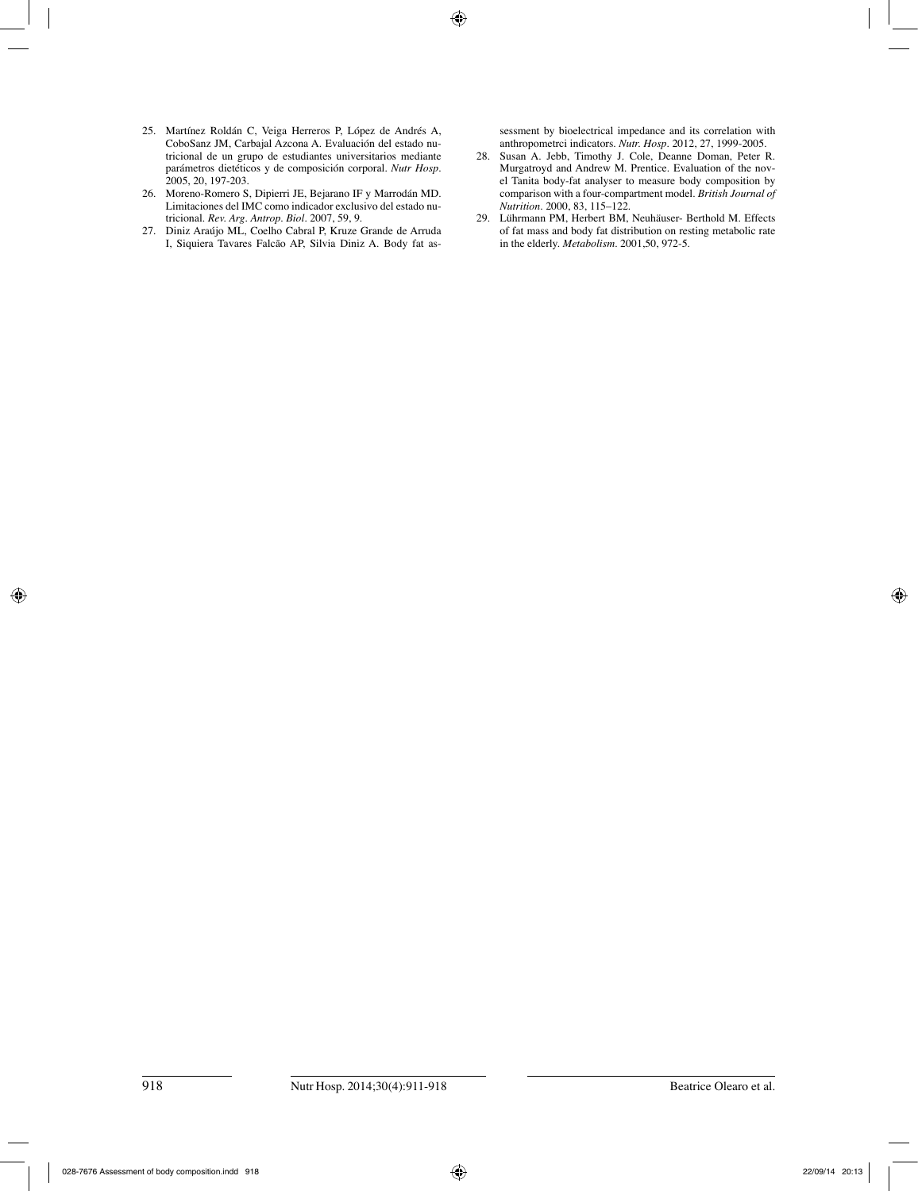25. Martínez Roldán C, Veiga Herreros P, López de Andrés A, CoboSanz JM, Carbajal Azcona A. Evaluación del estado nutricional de un grupo de estudiantes universitarios mediante parámetros dietéticos y de composición corporal. *Nutr Hosp*. 2005, 20, 197-203.
26. Moreno-Romero S, Dipierri JE, Bejarano IF y Marrodán MD. Limitaciones del IMC como indicador exclusivo del estado nutricional. *Rev. Arg. Antrop. Biol*. 2007, 59, 9.
27. Diniz Araújo ML, Coelho Cabral P, Kruze Grande de Arruda I, Siquiera Tavares Falcão AP, Silvia Diniz A. Body fat assessment by bioelectrical impedance and its correlation with anthropometrci indicators. *Nutr. Hosp*. 2012, 27, 1999-2005.
28. Susan A. Jebb, Timothy J. Cole, Deanne Doman, Peter R. Murgatroyd and Andrew M. Prentice. Evaluation of the novel Tanita body-fat analyser to measure body composition by comparison with a four-compartment model. *British Journal of Nutrition*. 2000, 83, 115–122.
29. Lührmann PM, Herbert BM, Neuhäuser- Berthold M. Effects of fat mass and body fat distribution on resting metabolic rate in the elderly. *Metabolism*. 2001,50, 972-5.